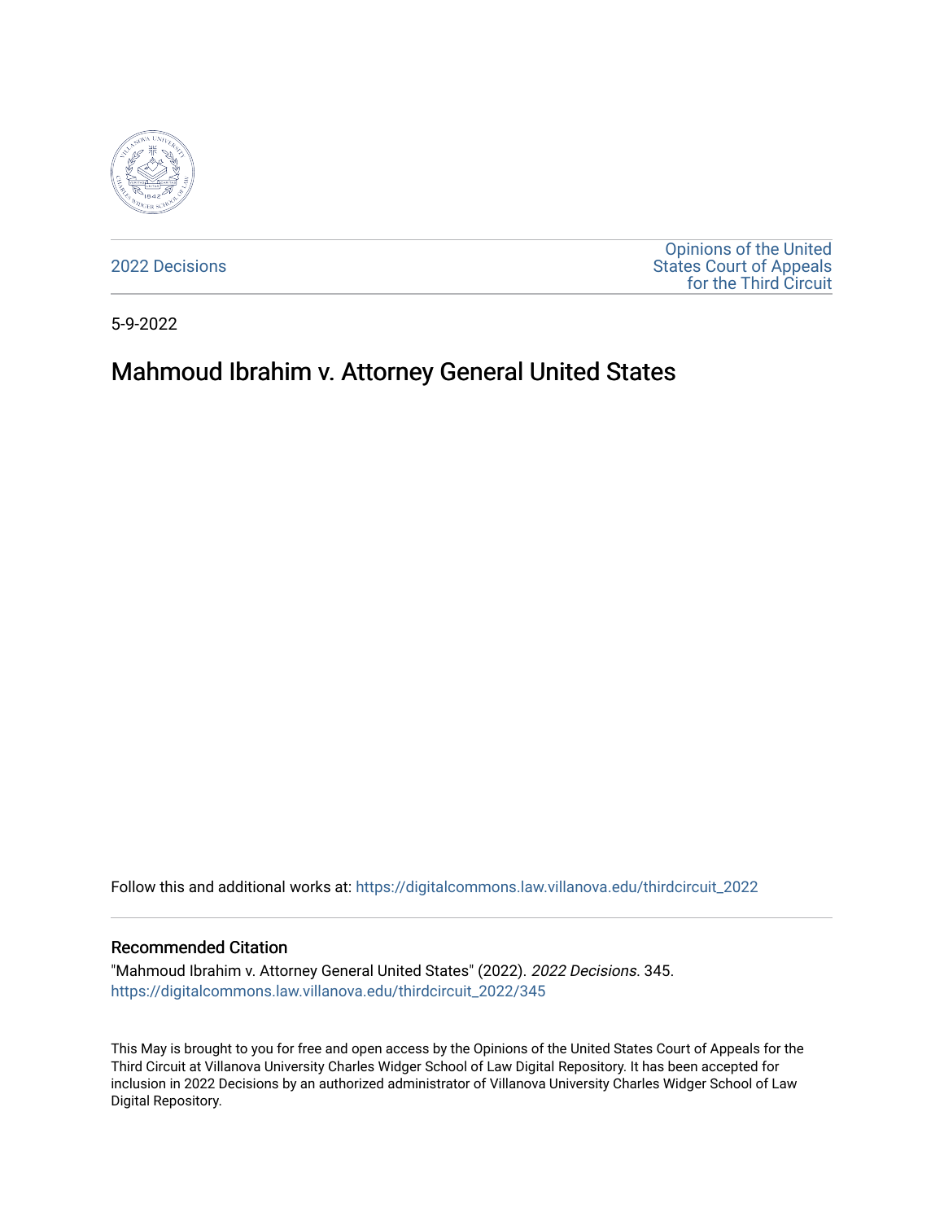2022 Decisions

Opinions of the United States Court of Appeals for the Third Circuit

5-9-2022

# Mahmoud Ibrahim v. Attorney General United States

Follow this and additional works at: https://digitalcommons.law.villanova.edu/thirdcircuit_2022

## Recommended Citation

"Mahmoud Ibrahim v. Attorney General United States" (2022). *2022 Decisions*. 345.
https://digitalcommons.law.villanova.edu/thirdcircuit_2022/345

This May is brought to you for free and open access by the Opinions of the United States Court of Appeals for the Third Circuit at Villanova University Charles Widger School of Law Digital Repository. It has been accepted for inclusion in 2022 Decisions by an authorized administrator of Villanova University Charles Widger School of Law Digital Repository.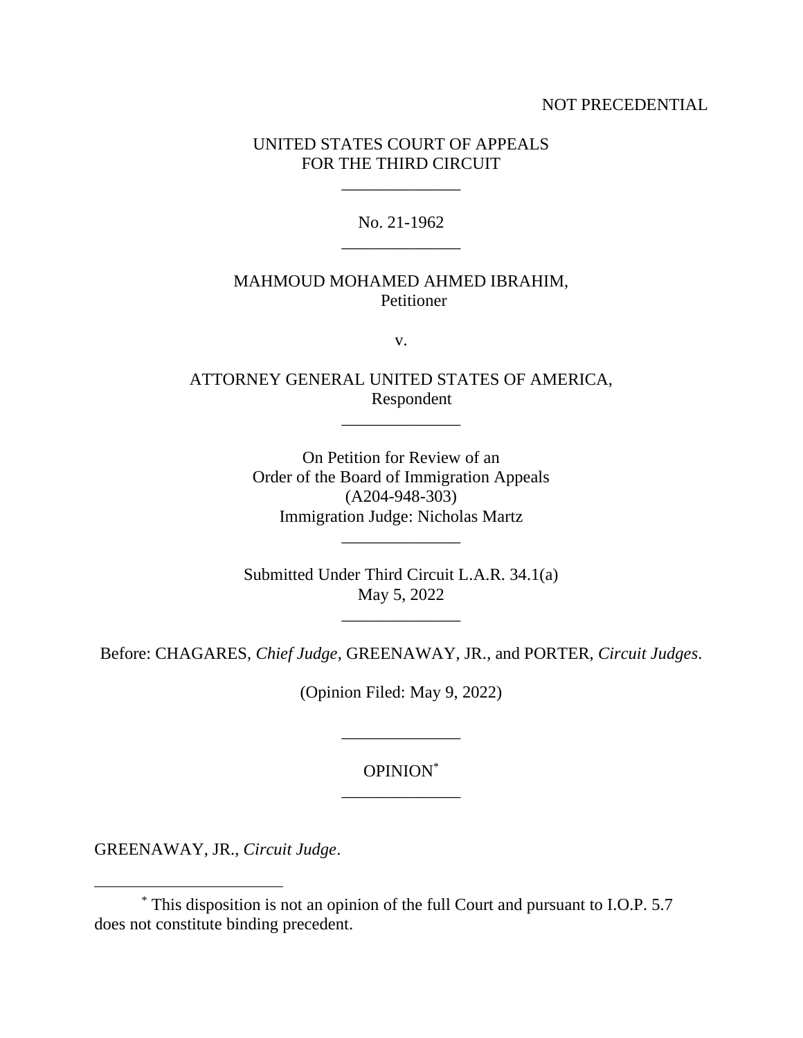NOT PRECEDENTIAL

UNITED STATES COURT OF APPEALS
FOR THE THIRD CIRCUIT

______________

No. 21-1962

______________

MAHMOUD MOHAMED AHMED IBRAHIM,
Petitioner

v.

ATTORNEY GENERAL UNITED STATES OF AMERICA,
Respondent

______________

On Petition for Review of an
Order of the Board of Immigration Appeals
(A204-948-303)
Immigration Judge: Nicholas Martz

______________

Submitted Under Third Circuit L.A.R. 34.1(a)
May 5, 2022

______________

Before: CHAGARES, *Chief Judge*, GREENAWAY, JR., and PORTER, *Circuit Judges*.

(Opinion Filed: May 9, 2022)

______________

OPINION[*]

______________

GREENAWAY, JR., *Circuit Judge*.

---

[*] This disposition is not an opinion of the full Court and pursuant to I.O.P. 5.7 does not constitute binding precedent.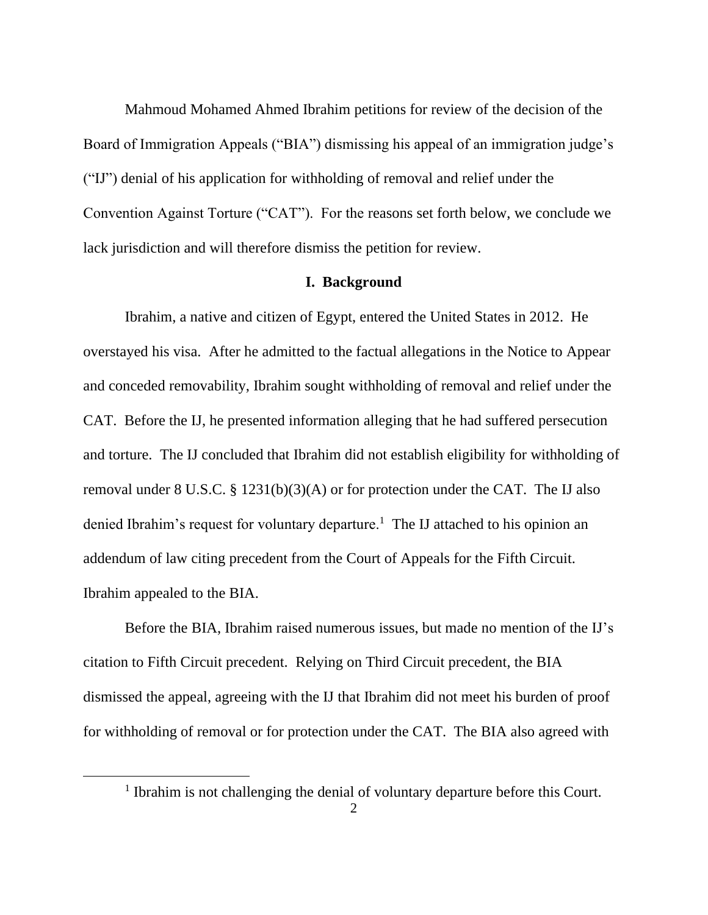Mahmoud Mohamed Ahmed Ibrahim petitions for review of the decision of the Board of Immigration Appeals ("BIA") dismissing his appeal of an immigration judge's ("IJ") denial of his application for withholding of removal and relief under the Convention Against Torture ("CAT"). For the reasons set forth below, we conclude we lack jurisdiction and will therefore dismiss the petition for review.

## I. Background

Ibrahim, a native and citizen of Egypt, entered the United States in 2012. He overstayed his visa. After he admitted to the factual allegations in the Notice to Appear and conceded removability, Ibrahim sought withholding of removal and relief under the CAT. Before the IJ, he presented information alleging that he had suffered persecution and torture. The IJ concluded that Ibrahim did not establish eligibility for withholding of removal under 8 U.S.C. § 1231(b)(3)(A) or for protection under the CAT. The IJ also denied Ibrahim's request for voluntary departure.[1] The IJ attached to his opinion an addendum of law citing precedent from the Court of Appeals for the Fifth Circuit. Ibrahim appealed to the BIA.

Before the BIA, Ibrahim raised numerous issues, but made no mention of the IJ's citation to Fifth Circuit precedent. Relying on Third Circuit precedent, the BIA dismissed the appeal, agreeing with the IJ that Ibrahim did not meet his burden of proof for withholding of removal or for protection under the CAT. The BIA also agreed with

[1] Ibrahim is not challenging the denial of voluntary departure before this Court.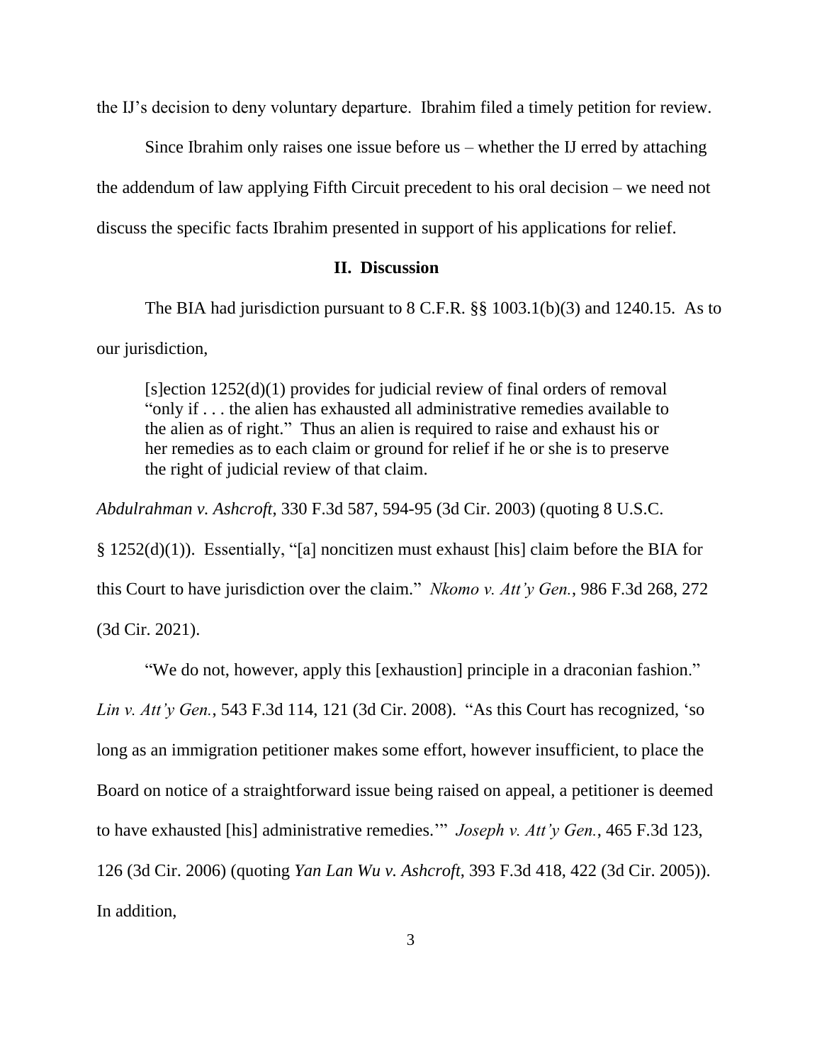the IJ's decision to deny voluntary departure. Ibrahim filed a timely petition for review.

Since Ibrahim only raises one issue before us – whether the IJ erred by attaching the addendum of law applying Fifth Circuit precedent to his oral decision – we need not discuss the specific facts Ibrahim presented in support of his applications for relief.

## II. Discussion

The BIA had jurisdiction pursuant to 8 C.F.R. §§ 1003.1(b)(3) and 1240.15. As to our jurisdiction,

> [s]ection 1252(d)(1) provides for judicial review of final orders of removal "only if . . . the alien has exhausted all administrative remedies available to the alien as of right." Thus an alien is required to raise and exhaust his or her remedies as to each claim or ground for relief if he or she is to preserve the right of judicial review of that claim.

*Abdulrahman v. Ashcroft*, 330 F.3d 587, 594-95 (3d Cir. 2003) (quoting 8 U.S.C. § 1252(d)(1)). Essentially, "[a] noncitizen must exhaust [his] claim before the BIA for this Court to have jurisdiction over the claim." *Nkomo v. Att'y Gen.*, 986 F.3d 268, 272 (3d Cir. 2021).

"We do not, however, apply this [exhaustion] principle in a draconian fashion." *Lin v. Att'y Gen.*, 543 F.3d 114, 121 (3d Cir. 2008). "As this Court has recognized, 'so long as an immigration petitioner makes some effort, however insufficient, to place the Board on notice of a straightforward issue being raised on appeal, a petitioner is deemed to have exhausted [his] administrative remedies.'" *Joseph v. Att'y Gen.*, 465 F.3d 123, 126 (3d Cir. 2006) (quoting *Yan Lan Wu v. Ashcroft*, 393 F.3d 418, 422 (3d Cir. 2005)). In addition,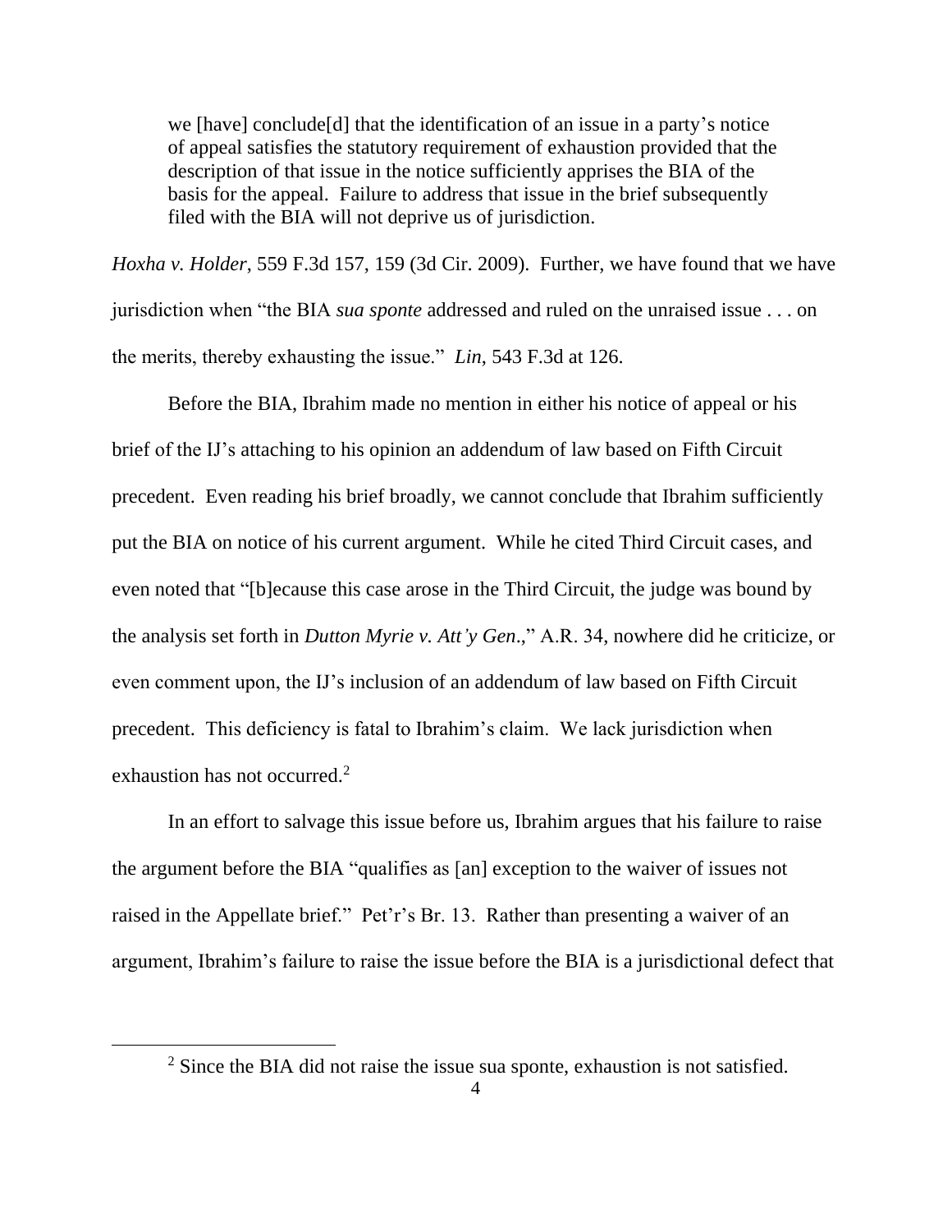> we [have] conclude[d] that the identification of an issue in a party's notice of appeal satisfies the statutory requirement of exhaustion provided that the description of that issue in the notice sufficiently apprises the BIA of the basis for the appeal. Failure to address that issue in the brief subsequently filed with the BIA will not deprive us of jurisdiction.

*Hoxha v. Holder*, 559 F.3d 157, 159 (3d Cir. 2009). Further, we have found that we have jurisdiction when "the BIA *sua sponte* addressed and ruled on the unraised issue . . . on the merits, thereby exhausting the issue." *Lin*, 543 F.3d at 126.

Before the BIA, Ibrahim made no mention in either his notice of appeal or his brief of the IJ's attaching to his opinion an addendum of law based on Fifth Circuit precedent. Even reading his brief broadly, we cannot conclude that Ibrahim sufficiently put the BIA on notice of his current argument. While he cited Third Circuit cases, and even noted that "[b]ecause this case arose in the Third Circuit, the judge was bound by the analysis set forth in *Dutton Myrie v. Att'y Gen*.," A.R. 34, nowhere did he criticize, or even comment upon, the IJ's inclusion of an addendum of law based on Fifth Circuit precedent. This deficiency is fatal to Ibrahim's claim. We lack jurisdiction when exhaustion has not occurred.[2]

In an effort to salvage this issue before us, Ibrahim argues that his failure to raise the argument before the BIA "qualifies as [an] exception to the waiver of issues not raised in the Appellate brief." Pet'r's Br. 13. Rather than presenting a waiver of an argument, Ibrahim's failure to raise the issue before the BIA is a jurisdictional defect that

[2] Since the BIA did not raise the issue sua sponte, exhaustion is not satisfied.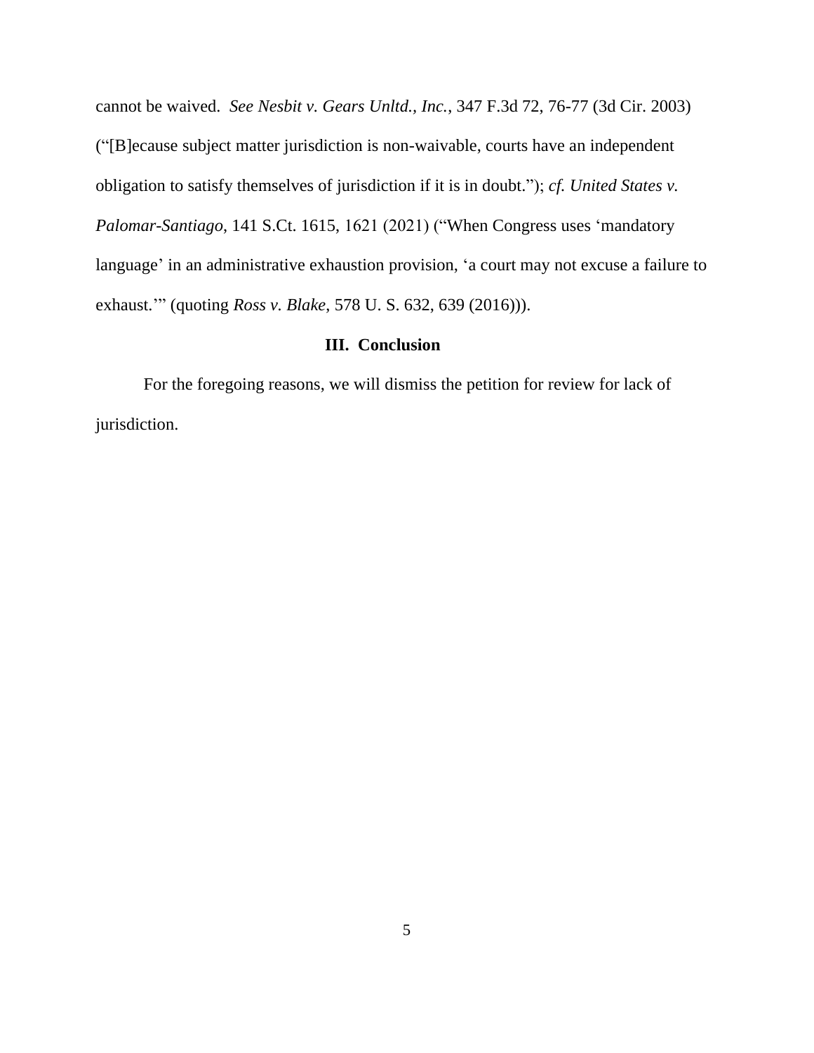cannot be waived. *See Nesbit v. Gears Unltd., Inc.*, 347 F.3d 72, 76-77 (3d Cir. 2003) ("[B]ecause subject matter jurisdiction is non-waivable, courts have an independent obligation to satisfy themselves of jurisdiction if it is in doubt."); *cf. United States v. Palomar-Santiago*, 141 S.Ct. 1615, 1621 (2021) ("When Congress uses 'mandatory language' in an administrative exhaustion provision, 'a court may not excuse a failure to exhaust.'" (quoting *Ross v. Blake*, 578 U. S. 632, 639 (2016))).

## III. Conclusion

For the foregoing reasons, we will dismiss the petition for review for lack of jurisdiction.